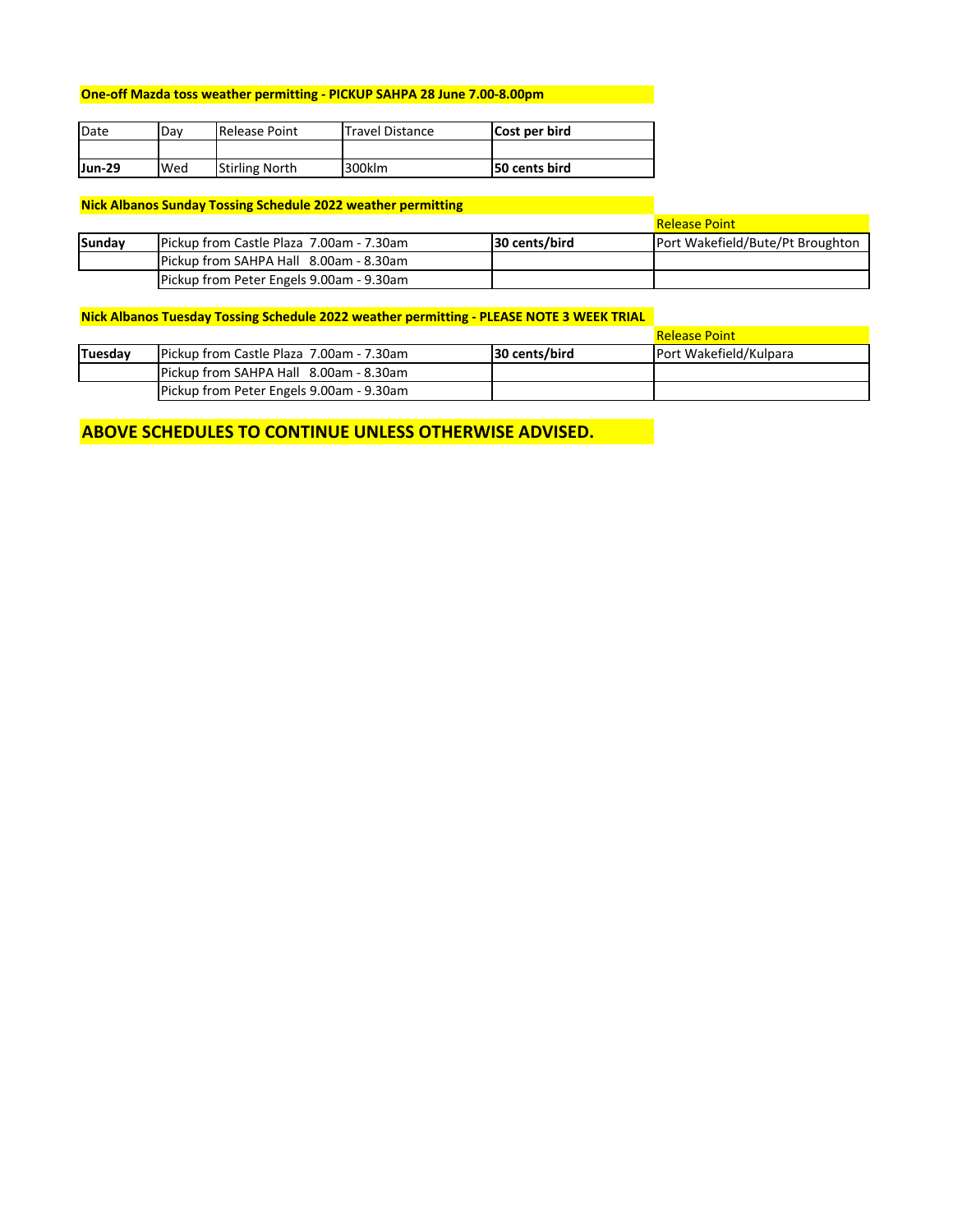**One-off Mazda toss weather permitting - PICKUP SAHPA 28 June 7.00-8.00pm**

| Date | Day | Release Point | Travel Distance | **Cost per bird** |
|---|---|---|---|---|
| | | | | |
| **Jun-29** | Wed | Stirling North | 300klm | **50 cents bird** |

**Nick Albanos Sunday Tossing Schedule 2022 weather permitting**

| | | | Release Point |
|---|---|---|---|
| **Sunday** | Pickup from Castle Plaza 7.00am - 7.30am | **30 cents/bird** | Port Wakefield/Bute/Pt Broughton |
| | Pickup from SAHPA Hall 8.00am - 8.30am | | |
| | Pickup from Peter Engels 9.00am - 9.30am | | |

**Nick Albanos Tuesday Tossing Schedule 2022 weather permitting - PLEASE NOTE 3 WEEK TRIAL**

| | | | Release Point |
|---|---|---|---|
| **Tuesday** | Pickup from Castle Plaza 7.00am - 7.30am | **30 cents/bird** | Port Wakefield/Kulpara |
| | Pickup from SAHPA Hall 8.00am - 8.30am | | |
| | Pickup from Peter Engels 9.00am - 9.30am | | |

**ABOVE SCHEDULES TO CONTINUE UNLESS OTHERWISE ADVISED.**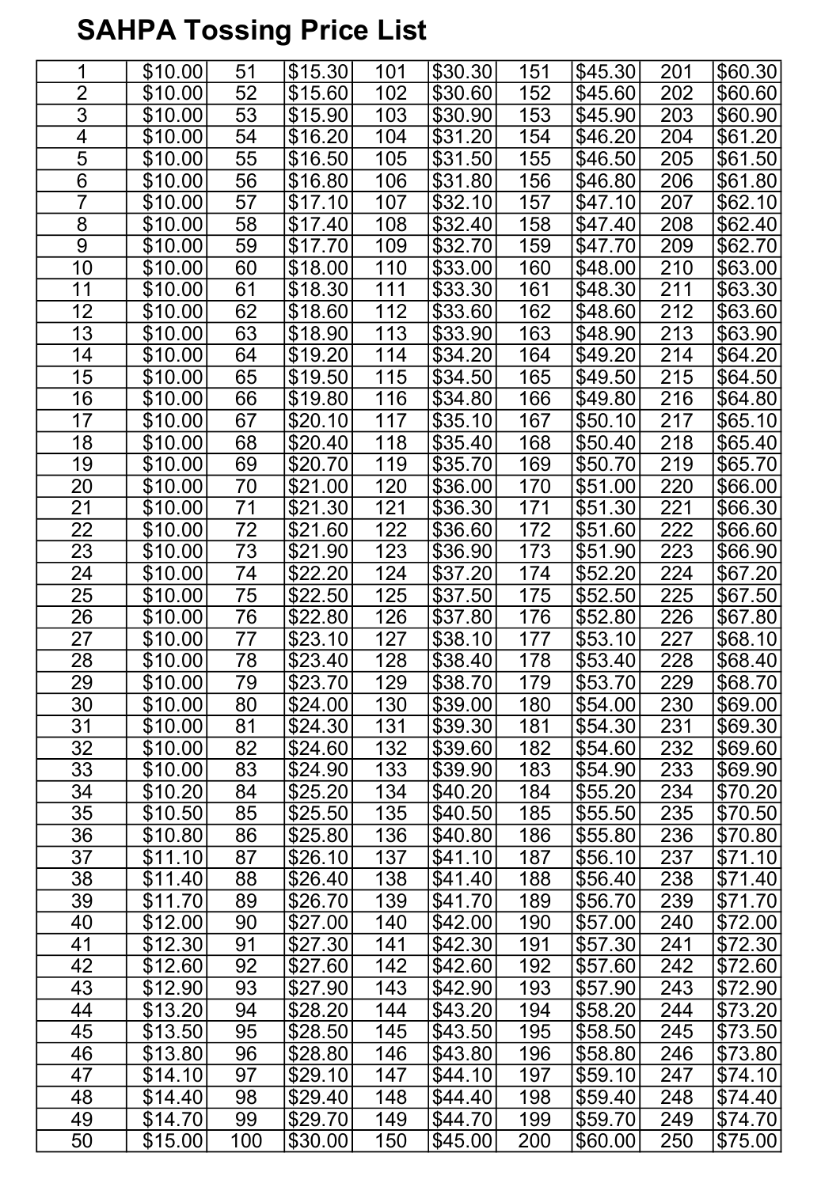# SAHPA Tossing Price List

| | | | | | | | | | |
|---|---|---|---|---|---|---|---|---|---|
| 1 | $10.00 | 51 | $15.30 | 101 | $30.30 | 151 | $45.30 | 201 | $60.30 |
| 2 | $10.00 | 52 | $15.60 | 102 | $30.60 | 152 | $45.60 | 202 | $60.60 |
| 3 | $10.00 | 53 | $15.90 | 103 | $30.90 | 153 | $45.90 | 203 | $60.90 |
| 4 | $10.00 | 54 | $16.20 | 104 | $31.20 | 154 | $46.20 | 204 | $61.20 |
| 5 | $10.00 | 55 | $16.50 | 105 | $31.50 | 155 | $46.50 | 205 | $61.50 |
| 6 | $10.00 | 56 | $16.80 | 106 | $31.80 | 156 | $46.80 | 206 | $61.80 |
| 7 | $10.00 | 57 | $17.10 | 107 | $32.10 | 157 | $47.10 | 207 | $62.10 |
| 8 | $10.00 | 58 | $17.40 | 108 | $32.40 | 158 | $47.40 | 208 | $62.40 |
| 9 | $10.00 | 59 | $17.70 | 109 | $32.70 | 159 | $47.70 | 209 | $62.70 |
| 10 | $10.00 | 60 | $18.00 | 110 | $33.00 | 160 | $48.00 | 210 | $63.00 |
| 11 | $10.00 | 61 | $18.30 | 111 | $33.30 | 161 | $48.30 | 211 | $63.30 |
| 12 | $10.00 | 62 | $18.60 | 112 | $33.60 | 162 | $48.60 | 212 | $63.60 |
| 13 | $10.00 | 63 | $18.90 | 113 | $33.90 | 163 | $48.90 | 213 | $63.90 |
| 14 | $10.00 | 64 | $19.20 | 114 | $34.20 | 164 | $49.20 | 214 | $64.20 |
| 15 | $10.00 | 65 | $19.50 | 115 | $34.50 | 165 | $49.50 | 215 | $64.50 |
| 16 | $10.00 | 66 | $19.80 | 116 | $34.80 | 166 | $49.80 | 216 | $64.80 |
| 17 | $10.00 | 67 | $20.10 | 117 | $35.10 | 167 | $50.10 | 217 | $65.10 |
| 18 | $10.00 | 68 | $20.40 | 118 | $35.40 | 168 | $50.40 | 218 | $65.40 |
| 19 | $10.00 | 69 | $20.70 | 119 | $35.70 | 169 | $50.70 | 219 | $65.70 |
| 20 | $10.00 | 70 | $21.00 | 120 | $36.00 | 170 | $51.00 | 220 | $66.00 |
| 21 | $10.00 | 71 | $21.30 | 121 | $36.30 | 171 | $51.30 | 221 | $66.30 |
| 22 | $10.00 | 72 | $21.60 | 122 | $36.60 | 172 | $51.60 | 222 | $66.60 |
| 23 | $10.00 | 73 | $21.90 | 123 | $36.90 | 173 | $51.90 | 223 | $66.90 |
| 24 | $10.00 | 74 | $22.20 | 124 | $37.20 | 174 | $52.20 | 224 | $67.20 |
| 25 | $10.00 | 75 | $22.50 | 125 | $37.50 | 175 | $52.50 | 225 | $67.50 |
| 26 | $10.00 | 76 | $22.80 | 126 | $37.80 | 176 | $52.80 | 226 | $67.80 |
| 27 | $10.00 | 77 | $23.10 | 127 | $38.10 | 177 | $53.10 | 227 | $68.10 |
| 28 | $10.00 | 78 | $23.40 | 128 | $38.40 | 178 | $53.40 | 228 | $68.40 |
| 29 | $10.00 | 79 | $23.70 | 129 | $38.70 | 179 | $53.70 | 229 | $68.70 |
| 30 | $10.00 | 80 | $24.00 | 130 | $39.00 | 180 | $54.00 | 230 | $69.00 |
| 31 | $10.00 | 81 | $24.30 | 131 | $39.30 | 181 | $54.30 | 231 | $69.30 |
| 32 | $10.00 | 82 | $24.60 | 132 | $39.60 | 182 | $54.60 | 232 | $69.60 |
| 33 | $10.00 | 83 | $24.90 | 133 | $39.90 | 183 | $54.90 | 233 | $69.90 |
| 34 | $10.20 | 84 | $25.20 | 134 | $40.20 | 184 | $55.20 | 234 | $70.20 |
| 35 | $10.50 | 85 | $25.50 | 135 | $40.50 | 185 | $55.50 | 235 | $70.50 |
| 36 | $10.80 | 86 | $25.80 | 136 | $40.80 | 186 | $55.80 | 236 | $70.80 |
| 37 | $11.10 | 87 | $26.10 | 137 | $41.10 | 187 | $56.10 | 237 | $71.10 |
| 38 | $11.40 | 88 | $26.40 | 138 | $41.40 | 188 | $56.40 | 238 | $71.40 |
| 39 | $11.70 | 89 | $26.70 | 139 | $41.70 | 189 | $56.70 | 239 | $71.70 |
| 40 | $12.00 | 90 | $27.00 | 140 | $42.00 | 190 | $57.00 | 240 | $72.00 |
| 41 | $12.30 | 91 | $27.30 | 141 | $42.30 | 191 | $57.30 | 241 | $72.30 |
| 42 | $12.60 | 92 | $27.60 | 142 | $42.60 | 192 | $57.60 | 242 | $72.60 |
| 43 | $12.90 | 93 | $27.90 | 143 | $42.90 | 193 | $57.90 | 243 | $72.90 |
| 44 | $13.20 | 94 | $28.20 | 144 | $43.20 | 194 | $58.20 | 244 | $73.20 |
| 45 | $13.50 | 95 | $28.50 | 145 | $43.50 | 195 | $58.50 | 245 | $73.50 |
| 46 | $13.80 | 96 | $28.80 | 146 | $43.80 | 196 | $58.80 | 246 | $73.80 |
| 47 | $14.10 | 97 | $29.10 | 147 | $44.10 | 197 | $59.10 | 247 | $74.10 |
| 48 | $14.40 | 98 | $29.40 | 148 | $44.40 | 198 | $59.40 | 248 | $74.40 |
| 49 | $14.70 | 99 | $29.70 | 149 | $44.70 | 199 | $59.70 | 249 | $74.70 |
| 50 | $15.00 | 100 | $30.00 | 150 | $45.00 | 200 | $60.00 | 250 | $75.00 |